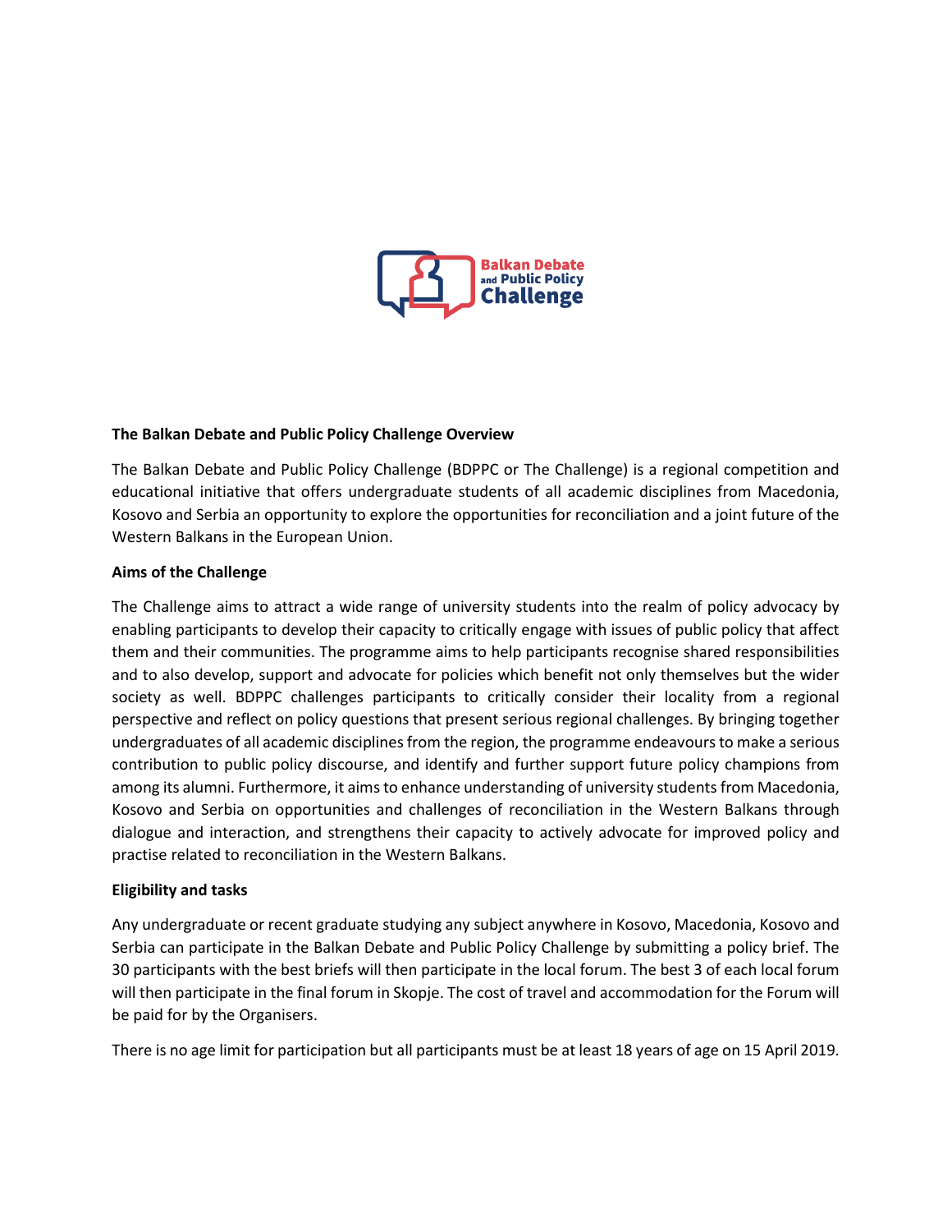Balkan Debate and Public Policy Challenge

**The Balkan Debate and Public Policy Challenge Overview**

The Balkan Debate and Public Policy Challenge (BDPPC or The Challenge) is a regional competition and educational initiative that offers undergraduate students of all academic disciplines from Macedonia, Kosovo and Serbia an opportunity to explore the opportunities for reconciliation and a joint future of the Western Balkans in the European Union.

**Aims of the Challenge**

The Challenge aims to attract a wide range of university students into the realm of policy advocacy by enabling participants to develop their capacity to critically engage with issues of public policy that affect them and their communities. The programme aims to help participants recognise shared responsibilities and to also develop, support and advocate for policies which benefit not only themselves but the wider society as well. BDPPC challenges participants to critically consider their locality from a regional perspective and reflect on policy questions that present serious regional challenges. By bringing together undergraduates of all academic disciplines from the region, the programme endeavours to make a serious contribution to public policy discourse, and identify and further support future policy champions from among its alumni. Furthermore, it aims to enhance understanding of university students from Macedonia, Kosovo and Serbia on opportunities and challenges of reconciliation in the Western Balkans through dialogue and interaction, and strengthens their capacity to actively advocate for improved policy and practise related to reconciliation in the Western Balkans.

**Eligibility and tasks**

Any undergraduate or recent graduate studying any subject anywhere in Kosovo, Macedonia, Kosovo and Serbia can participate in the Balkan Debate and Public Policy Challenge by submitting a policy brief. The 30 participants with the best briefs will then participate in the local forum. The best 3 of each local forum will then participate in the final forum in Skopje. The cost of travel and accommodation for the Forum will be paid for by the Organisers.

There is no age limit for participation but all participants must be at least 18 years of age on 15 April 2019.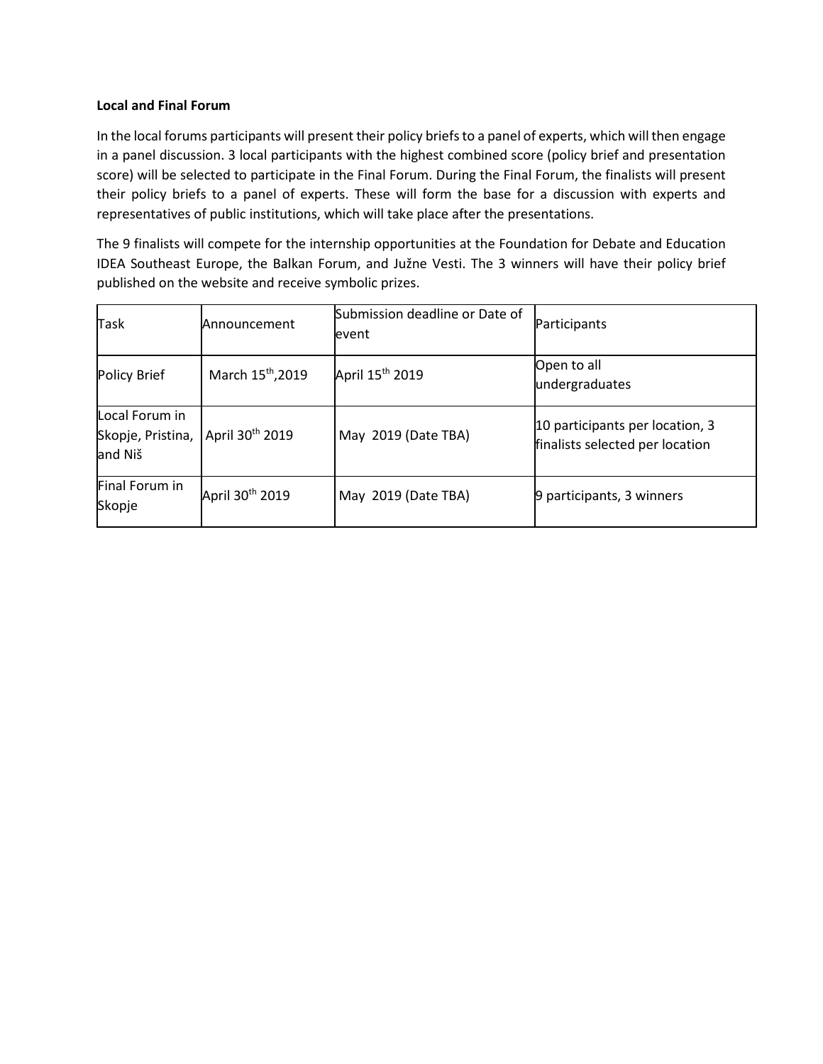**Local and Final Forum**

In the local forums participants will present their policy briefs to a panel of experts, which will then engage in a panel discussion. 3 local participants with the highest combined score (policy brief and presentation score) will be selected to participate in the Final Forum. During the Final Forum, the finalists will present their policy briefs to a panel of experts. These will form the base for a discussion with experts and representatives of public institutions, which will take place after the presentations.

The 9 finalists will compete for the internship opportunities at the Foundation for Debate and Education IDEA Southeast Europe, the Balkan Forum, and Južne Vesti. The 3 winners will have their policy brief published on the website and receive symbolic prizes.

| Task | Announcement | Submission deadline or Date of event | Participants |
|---|---|---|---|
| Policy Brief | March 15th,2019 | April 15th 2019 | Open to all undergraduates |
| Local Forum in Skopje, Pristina, and Niš | April 30th 2019 | May 2019 (Date TBA) | 10 participants per location, 3 finalists selected per location |
| Final Forum in Skopje | April 30th 2019 | May 2019 (Date TBA) | 9 participants, 3 winners |